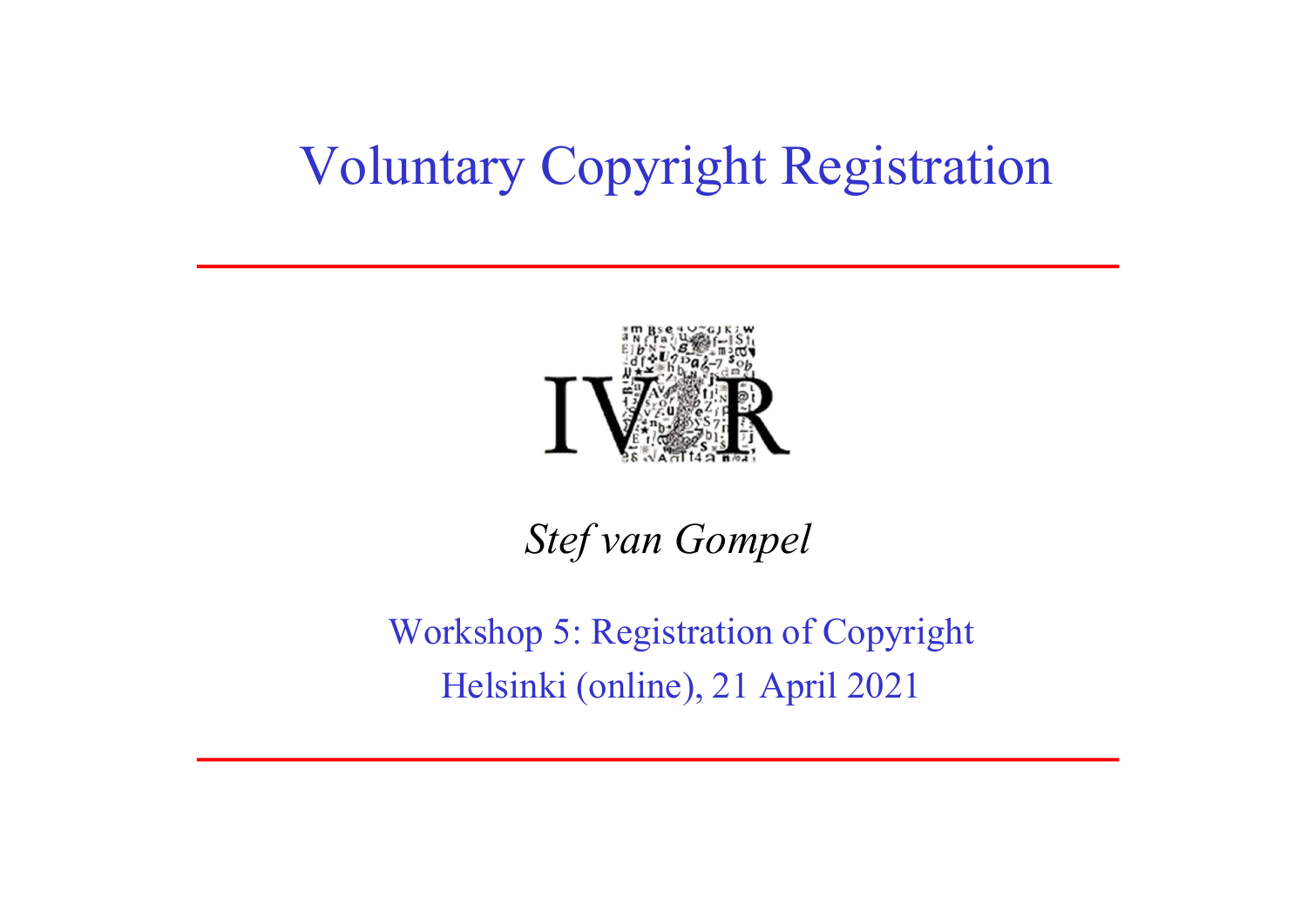# Voluntary Copyright Registration

IViR

*Stef van Gompel*

Workshop 5: Registration of Copyright

Helsinki (online), 21 April 2021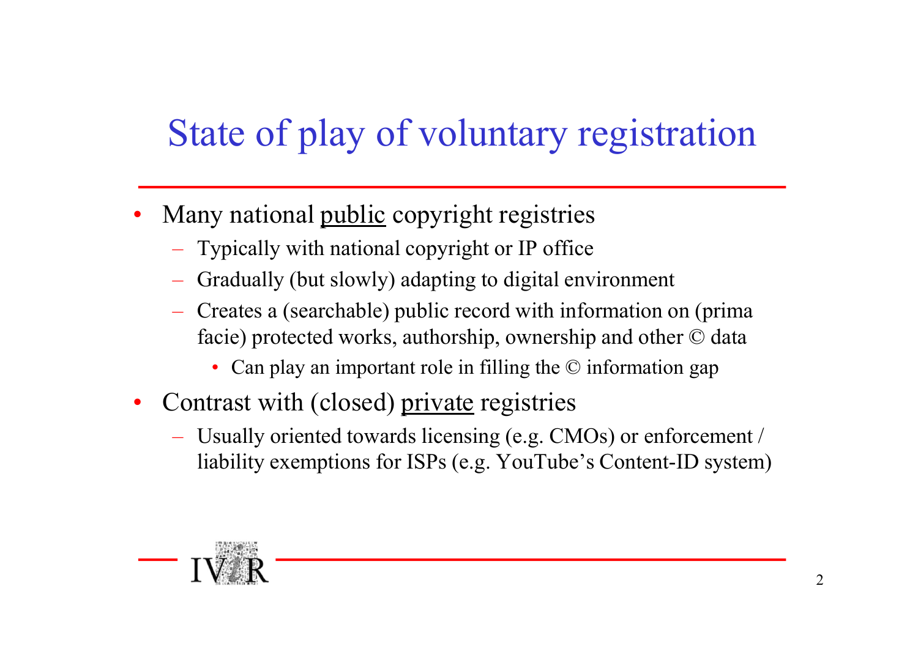# State of play of voluntary registration

- Many national <u>public</u> copyright registries
  - Typically with national copyright or IP office
  - Gradually (but slowly) adapting to digital environment
  - Creates a (searchable) public record with information on (prima facie) protected works, authorship, ownership and other © data
    - Can play an important role in filling the © information gap
- Contrast with (closed) <u>private</u> registries
  - Usually oriented towards licensing (e.g. CMOs) or enforcement / liability exemptions for ISPs (e.g. YouTube's Content-ID system)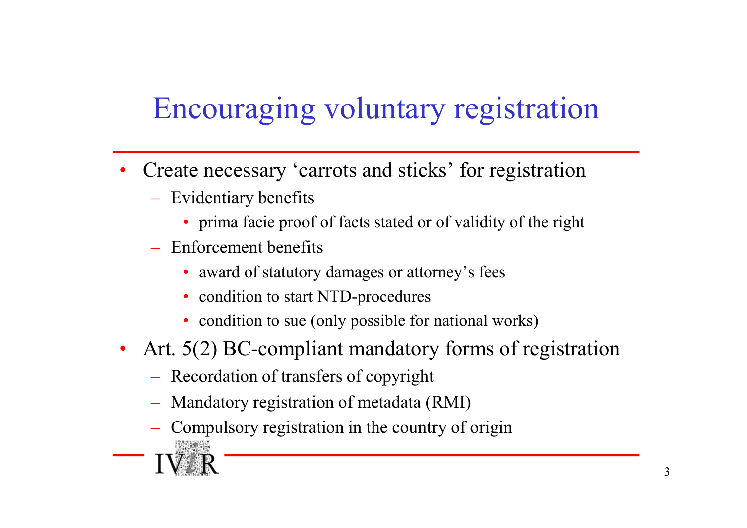# Encouraging voluntary registration

- Create necessary ‘carrots and sticks’ for registration
  - Evidentiary benefits
    - prima facie proof of facts stated or of validity of the right
  - Enforcement benefits
    - award of statutory damages or attorney’s fees
    - condition to start NTD-procedures
    - condition to sue (only possible for national works)
- Art. 5(2) BC-compliant mandatory forms of registration
  - Recordation of transfers of copyright
  - Mandatory registration of metadata (RMI)
  - Compulsory registration in the country of origin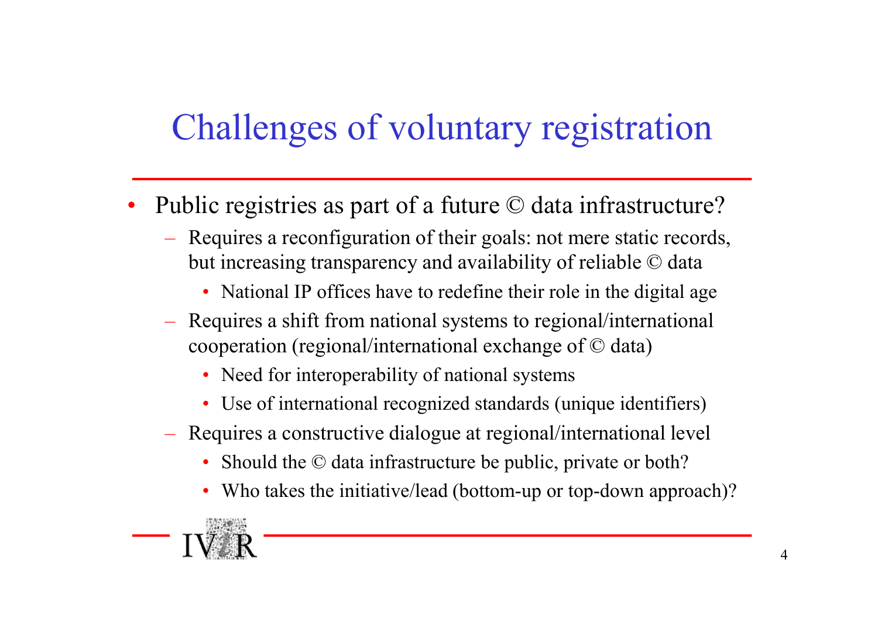# Challenges of voluntary registration

- Public registries as part of a future © data infrastructure?
  - Requires a reconfiguration of their goals: not mere static records, but increasing transparency and availability of reliable © data
    - National IP offices have to redefine their role in the digital age
  - Requires a shift from national systems to regional/international cooperation (regional/international exchange of © data)
    - Need for interoperability of national systems
    - Use of international recognized standards (unique identifiers)
  - Requires a constructive dialogue at regional/international level
    - Should the © data infrastructure be public, private or both?
    - Who takes the initiative/lead (bottom-up or top-down approach)?

IViR